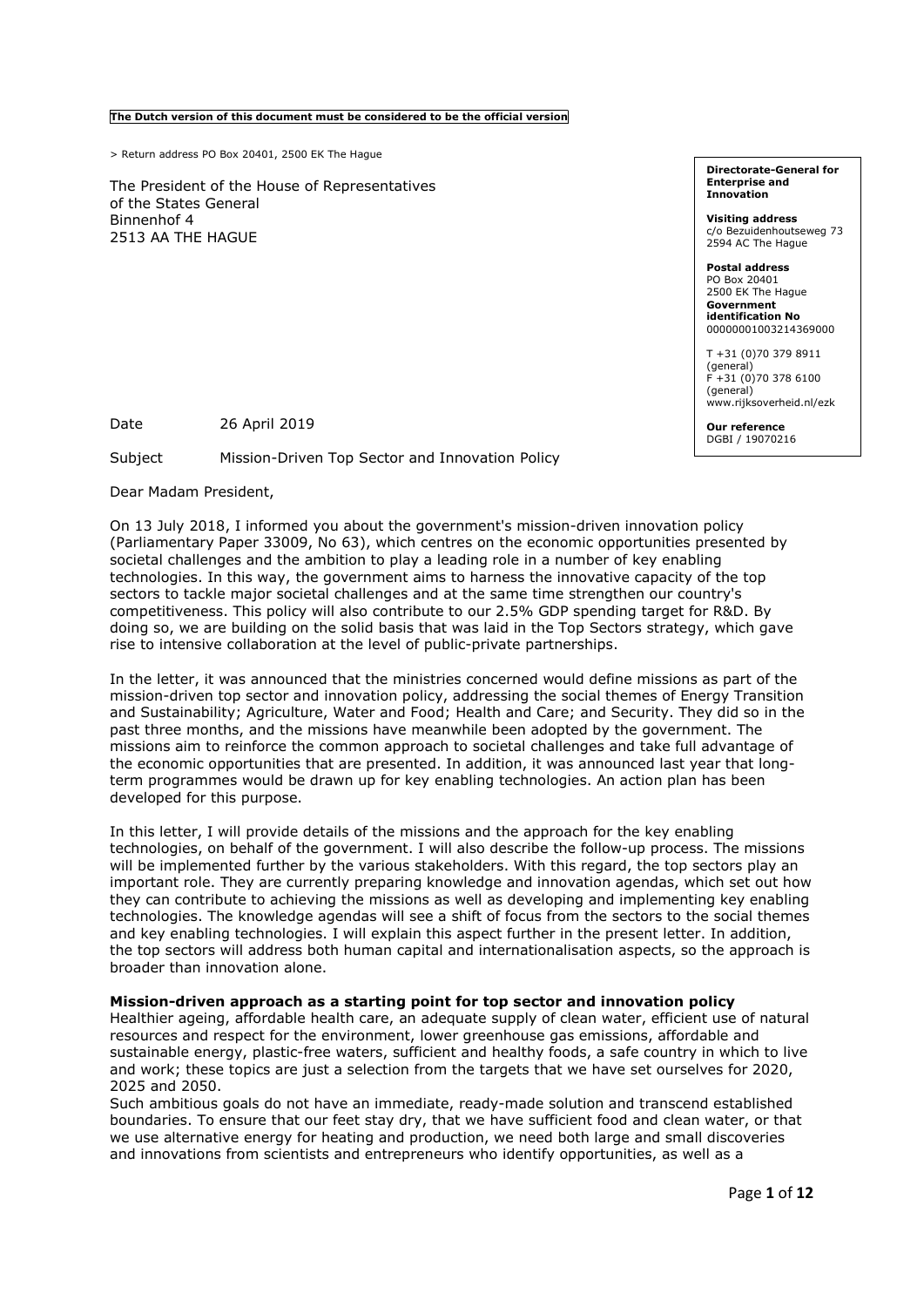**The Dutch version of this document must be considered to be the official version**

> Return address PO Box 20401, 2500 EK The Hague

The President of the House of Representatives
of the States General
Binnenhof 4
2513 AA THE HAGUE

**Directorate-General for Enterprise and Innovation**

**Visiting address**
c/o Bezuidenhoutseweg 73
2594 AC The Hague

**Postal address**
PO Box 20401
2500 EK The Hague
**Government identification No**
00000001003214369000

T +31 (0)70 379 8911 (general)
F +31 (0)70 378 6100 (general)
www.rijksoverheid.nl/ezk

**Our reference**
DGBI / 19070216

Date 26 April 2019

Subject Mission-Driven Top Sector and Innovation Policy

Dear Madam President,

On 13 July 2018, I informed you about the government's mission-driven innovation policy (Parliamentary Paper 33009, No 63), which centres on the economic opportunities presented by societal challenges and the ambition to play a leading role in a number of key enabling technologies. In this way, the government aims to harness the innovative capacity of the top sectors to tackle major societal challenges and at the same time strengthen our country's competitiveness. This policy will also contribute to our 2.5% GDP spending target for R&D. By doing so, we are building on the solid basis that was laid in the Top Sectors strategy, which gave rise to intensive collaboration at the level of public-private partnerships.

In the letter, it was announced that the ministries concerned would define missions as part of the mission-driven top sector and innovation policy, addressing the social themes of Energy Transition and Sustainability; Agriculture, Water and Food; Health and Care; and Security. They did so in the past three months, and the missions have meanwhile been adopted by the government. The missions aim to reinforce the common approach to societal challenges and take full advantage of the economic opportunities that are presented. In addition, it was announced last year that long-term programmes would be drawn up for key enabling technologies. An action plan has been developed for this purpose.

In this letter, I will provide details of the missions and the approach for the key enabling technologies, on behalf of the government. I will also describe the follow-up process. The missions will be implemented further by the various stakeholders. With this regard, the top sectors play an important role. They are currently preparing knowledge and innovation agendas, which set out how they can contribute to achieving the missions as well as developing and implementing key enabling technologies. The knowledge agendas will see a shift of focus from the sectors to the social themes and key enabling technologies. I will explain this aspect further in the present letter. In addition, the top sectors will address both human capital and internationalisation aspects, so the approach is broader than innovation alone.

**Mission-driven approach as a starting point for top sector and innovation policy**

Healthier ageing, affordable health care, an adequate supply of clean water, efficient use of natural resources and respect for the environment, lower greenhouse gas emissions, affordable and sustainable energy, plastic-free waters, sufficient and healthy foods, a safe country in which to live and work; these topics are just a selection from the targets that we have set ourselves for 2020, 2025 and 2050.

Such ambitious goals do not have an immediate, ready-made solution and transcend established boundaries. To ensure that our feet stay dry, that we have sufficient food and clean water, or that we use alternative energy for heating and production, we need both large and small discoveries and innovations from scientists and entrepreneurs who identify opportunities, as well as a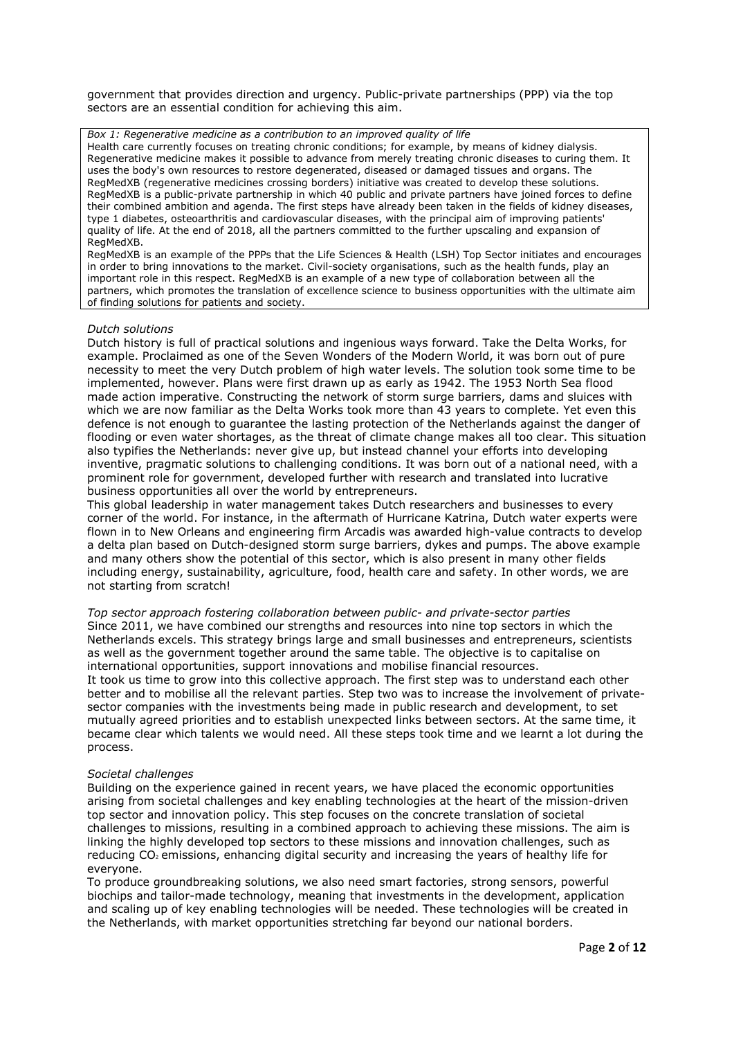government that provides direction and urgency. Public-private partnerships (PPP) via the top sectors are an essential condition for achieving this aim.

> *Box 1: Regenerative medicine as a contribution to an improved quality of life*
>
> Health care currently focuses on treating chronic conditions; for example, by means of kidney dialysis. Regenerative medicine makes it possible to advance from merely treating chronic diseases to curing them. It uses the body's own resources to restore degenerated, diseased or damaged tissues and organs. The RegMedXB (regenerative medicines crossing borders) initiative was created to develop these solutions. RegMedXB is a public-private partnership in which 40 public and private partners have joined forces to define their combined ambition and agenda. The first steps have already been taken in the fields of kidney diseases, type 1 diabetes, osteoarthritis and cardiovascular diseases, with the principal aim of improving patients' quality of life. At the end of 2018, all the partners committed to the further upscaling and expansion of RegMedXB.
>
> RegMedXB is an example of the PPPs that the Life Sciences & Health (LSH) Top Sector initiates and encourages in order to bring innovations to the market. Civil-society organisations, such as the health funds, play an important role in this respect. RegMedXB is an example of a new type of collaboration between all the partners, which promotes the translation of excellence science to business opportunities with the ultimate aim of finding solutions for patients and society.

*Dutch solutions*

Dutch history is full of practical solutions and ingenious ways forward. Take the Delta Works, for example. Proclaimed as one of the Seven Wonders of the Modern World, it was born out of pure necessity to meet the very Dutch problem of high water levels. The solution took some time to be implemented, however. Plans were first drawn up as early as 1942. The 1953 North Sea flood made action imperative. Constructing the network of storm surge barriers, dams and sluices with which we are now familiar as the Delta Works took more than 43 years to complete. Yet even this defence is not enough to guarantee the lasting protection of the Netherlands against the danger of flooding or even water shortages, as the threat of climate change makes all too clear. This situation also typifies the Netherlands: never give up, but instead channel your efforts into developing inventive, pragmatic solutions to challenging conditions. It was born out of a national need, with a prominent role for government, developed further with research and translated into lucrative business opportunities all over the world by entrepreneurs.

This global leadership in water management takes Dutch researchers and businesses to every corner of the world. For instance, in the aftermath of Hurricane Katrina, Dutch water experts were flown in to New Orleans and engineering firm Arcadis was awarded high-value contracts to develop a delta plan based on Dutch-designed storm surge barriers, dykes and pumps. The above example and many others show the potential of this sector, which is also present in many other fields including energy, sustainability, agriculture, food, health care and safety. In other words, we are not starting from scratch!

*Top sector approach fostering collaboration between public- and private-sector parties*

Since 2011, we have combined our strengths and resources into nine top sectors in which the Netherlands excels. This strategy brings large and small businesses and entrepreneurs, scientists as well as the government together around the same table. The objective is to capitalise on international opportunities, support innovations and mobilise financial resources.

It took us time to grow into this collective approach. The first step was to understand each other better and to mobilise all the relevant parties. Step two was to increase the involvement of private-sector companies with the investments being made in public research and development, to set mutually agreed priorities and to establish unexpected links between sectors. At the same time, it became clear which talents we would need. All these steps took time and we learnt a lot during the process.

*Societal challenges*

Building on the experience gained in recent years, we have placed the economic opportunities arising from societal challenges and key enabling technologies at the heart of the mission-driven top sector and innovation policy. This step focuses on the concrete translation of societal challenges to missions, resulting in a combined approach to achieving these missions. The aim is linking the highly developed top sectors to these missions and innovation challenges, such as reducing $CO_2$ emissions, enhancing digital security and increasing the years of healthy life for everyone.

To produce groundbreaking solutions, we also need smart factories, strong sensors, powerful biochips and tailor-made technology, meaning that investments in the development, application and scaling up of key enabling technologies will be needed. These technologies will be created in the Netherlands, with market opportunities stretching far beyond our national borders.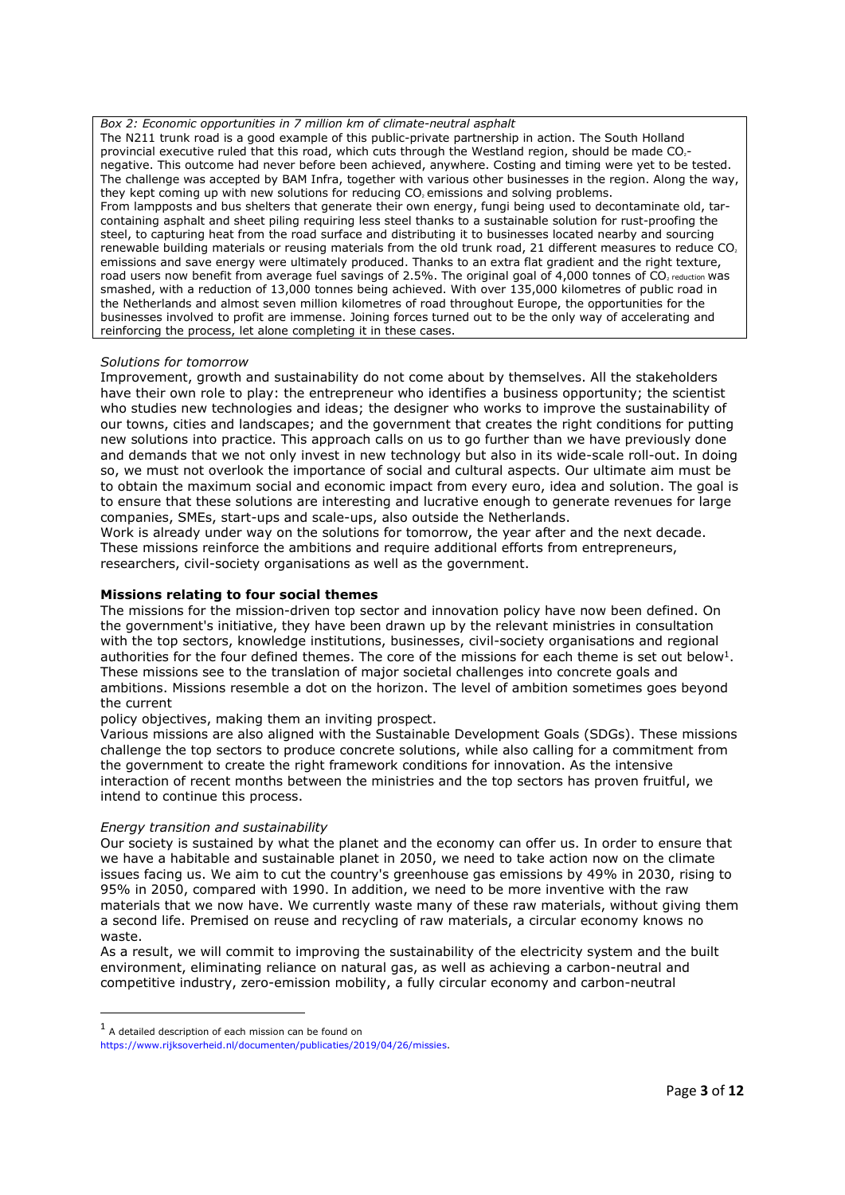*Box 2: Economic opportunities in 7 million km of climate-neutral asphalt*

The N211 trunk road is a good example of this public-private partnership in action. The South Holland provincial executive ruled that this road, which cuts through the Westland region, should be made $CO_2$-negative. This outcome had never before been achieved, anywhere. Costing and timing were yet to be tested. The challenge was accepted by BAM Infra, together with various other businesses in the region. Along the way, they kept coming up with new solutions for reducing $CO_2$ emissions and solving problems.

From lampposts and bus shelters that generate their own energy, fungi being used to decontaminate old, tar-containing asphalt and sheet piling requiring less steel thanks to a sustainable solution for rust-proofing the steel, to capturing heat from the road surface and distributing it to businesses located nearby and sourcing renewable building materials or reusing materials from the old trunk road, 21 different measures to reduce $CO_2$ emissions and save energy were ultimately produced. Thanks to an extra flat gradient and the right texture, road users now benefit from average fuel savings of 2.5%. The original goal of 4,000 tonnes of $CO_2$ reduction was smashed, with a reduction of 13,000 tonnes being achieved. With over 135,000 kilometres of public road in the Netherlands and almost seven million kilometres of road throughout Europe, the opportunities for the businesses involved to profit are immense. Joining forces turned out to be the only way of accelerating and reinforcing the process, let alone completing it in these cases.

*Solutions for tomorrow*

Improvement, growth and sustainability do not come about by themselves. All the stakeholders have their own role to play: the entrepreneur who identifies a business opportunity; the scientist who studies new technologies and ideas; the designer who works to improve the sustainability of our towns, cities and landscapes; and the government that creates the right conditions for putting new solutions into practice. This approach calls on us to go further than we have previously done and demands that we not only invest in new technology but also in its wide-scale roll-out. In doing so, we must not overlook the importance of social and cultural aspects. Our ultimate aim must be to obtain the maximum social and economic impact from every euro, idea and solution. The goal is to ensure that these solutions are interesting and lucrative enough to generate revenues for large companies, SMEs, start-ups and scale-ups, also outside the Netherlands.

Work is already under way on the solutions for tomorrow, the year after and the next decade. These missions reinforce the ambitions and require additional efforts from entrepreneurs, researchers, civil-society organisations as well as the government.

**Missions relating to four social themes**

The missions for the mission-driven top sector and innovation policy have now been defined. On the government's initiative, they have been drawn up by the relevant ministries in consultation with the top sectors, knowledge institutions, businesses, civil-society organisations and regional authorities for the four defined themes. The core of the missions for each theme is set out below[1]. These missions see to the translation of major societal challenges into concrete goals and ambitions. Missions resemble a dot on the horizon. The level of ambition sometimes goes beyond the current policy objectives, making them an inviting prospect.

Various missions are also aligned with the Sustainable Development Goals (SDGs). These missions challenge the top sectors to produce concrete solutions, while also calling for a commitment from the government to create the right framework conditions for innovation. As the intensive interaction of recent months between the ministries and the top sectors has proven fruitful, we intend to continue this process.

*Energy transition and sustainability*

Our society is sustained by what the planet and the economy can offer us. In order to ensure that we have a habitable and sustainable planet in 2050, we need to take action now on the climate issues facing us. We aim to cut the country's greenhouse gas emissions by 49% in 2030, rising to 95% in 2050, compared with 1990. In addition, we need to be more inventive with the raw materials that we now have. We currently waste many of these raw materials, without giving them a second life. Premised on reuse and recycling of raw materials, a circular economy knows no waste.

As a result, we will commit to improving the sustainability of the electricity system and the built environment, eliminating reliance on natural gas, as well as achieving a carbon-neutral and competitive industry, zero-emission mobility, a fully circular economy and carbon-neutral

[1] A detailed description of each mission can be found on https://www.rijksoverheid.nl/documenten/publicaties/2019/04/26/missies.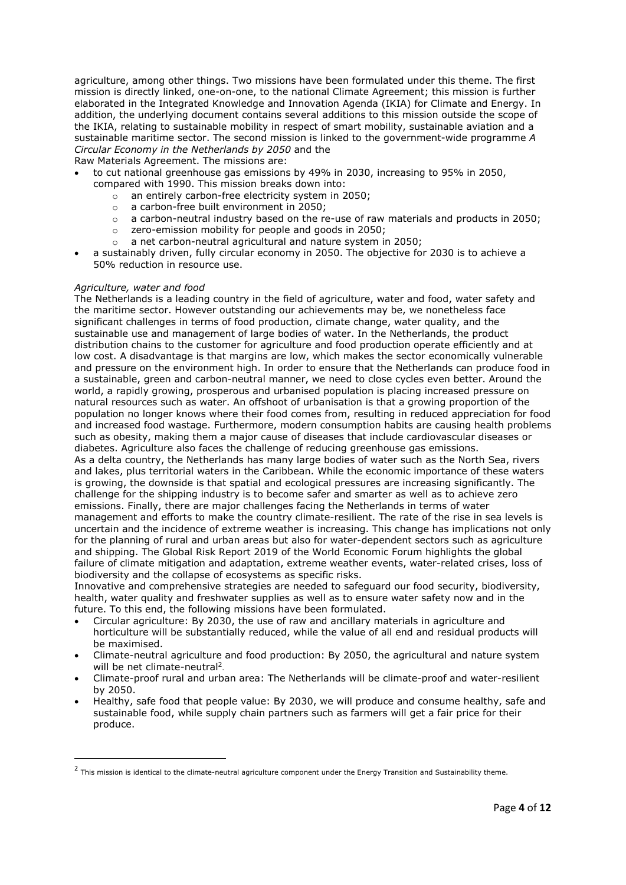agriculture, among other things. Two missions have been formulated under this theme. The first mission is directly linked, one-on-one, to the national Climate Agreement; this mission is further elaborated in the Integrated Knowledge and Innovation Agenda (IKIA) for Climate and Energy. In addition, the underlying document contains several additions to this mission outside the scope of the IKIA, relating to sustainable mobility in respect of smart mobility, sustainable aviation and a sustainable maritime sector. The second mission is linked to the government-wide programme *A Circular Economy in the Netherlands by 2050* and the Raw Materials Agreement. The missions are:

- to cut national greenhouse gas emissions by 49% in 2030, increasing to 95% in 2050, compared with 1990. This mission breaks down into:
  - an entirely carbon-free electricity system in 2050;
  - a carbon-free built environment in 2050;
  - a carbon-neutral industry based on the re-use of raw materials and products in 2050;
  - zero-emission mobility for people and goods in 2050;
  - a net carbon-neutral agricultural and nature system in 2050;
- a sustainably driven, fully circular economy in 2050. The objective for 2030 is to achieve a 50% reduction in resource use.

*Agriculture, water and food*

The Netherlands is a leading country in the field of agriculture, water and food, water safety and the maritime sector. However outstanding our achievements may be, we nonetheless face significant challenges in terms of food production, climate change, water quality, and the sustainable use and management of large bodies of water. In the Netherlands, the product distribution chains to the customer for agriculture and food production operate efficiently and at low cost. A disadvantage is that margins are low, which makes the sector economically vulnerable and pressure on the environment high. In order to ensure that the Netherlands can produce food in a sustainable, green and carbon-neutral manner, we need to close cycles even better. Around the world, a rapidly growing, prosperous and urbanised population is placing increased pressure on natural resources such as water. An offshoot of urbanisation is that a growing proportion of the population no longer knows where their food comes from, resulting in reduced appreciation for food and increased food wastage. Furthermore, modern consumption habits are causing health problems such as obesity, making them a major cause of diseases that include cardiovascular diseases or diabetes. Agriculture also faces the challenge of reducing greenhouse gas emissions.

As a delta country, the Netherlands has many large bodies of water such as the North Sea, rivers and lakes, plus territorial waters in the Caribbean. While the economic importance of these waters is growing, the downside is that spatial and ecological pressures are increasing significantly. The challenge for the shipping industry is to become safer and smarter as well as to achieve zero emissions. Finally, there are major challenges facing the Netherlands in terms of water management and efforts to make the country climate-resilient. The rate of the rise in sea levels is uncertain and the incidence of extreme weather is increasing. This change has implications not only for the planning of rural and urban areas but also for water-dependent sectors such as agriculture and shipping. The Global Risk Report 2019 of the World Economic Forum highlights the global failure of climate mitigation and adaptation, extreme weather events, water-related crises, loss of biodiversity and the collapse of ecosystems as specific risks.

Innovative and comprehensive strategies are needed to safeguard our food security, biodiversity, health, water quality and freshwater supplies as well as to ensure water safety now and in the future. To this end, the following missions have been formulated.

- Circular agriculture: By 2030, the use of raw and ancillary materials in agriculture and horticulture will be substantially reduced, while the value of all end and residual products will be maximised.
- Climate-neutral agriculture and food production: By 2050, the agricultural and nature system will be net climate-neutral[2].
- Climate-proof rural and urban area: The Netherlands will be climate-proof and water-resilient by 2050.
- Healthy, safe food that people value: By 2030, we will produce and consume healthy, safe and sustainable food, while supply chain partners such as farmers will get a fair price for their produce.

[2] This mission is identical to the climate-neutral agriculture component under the Energy Transition and Sustainability theme.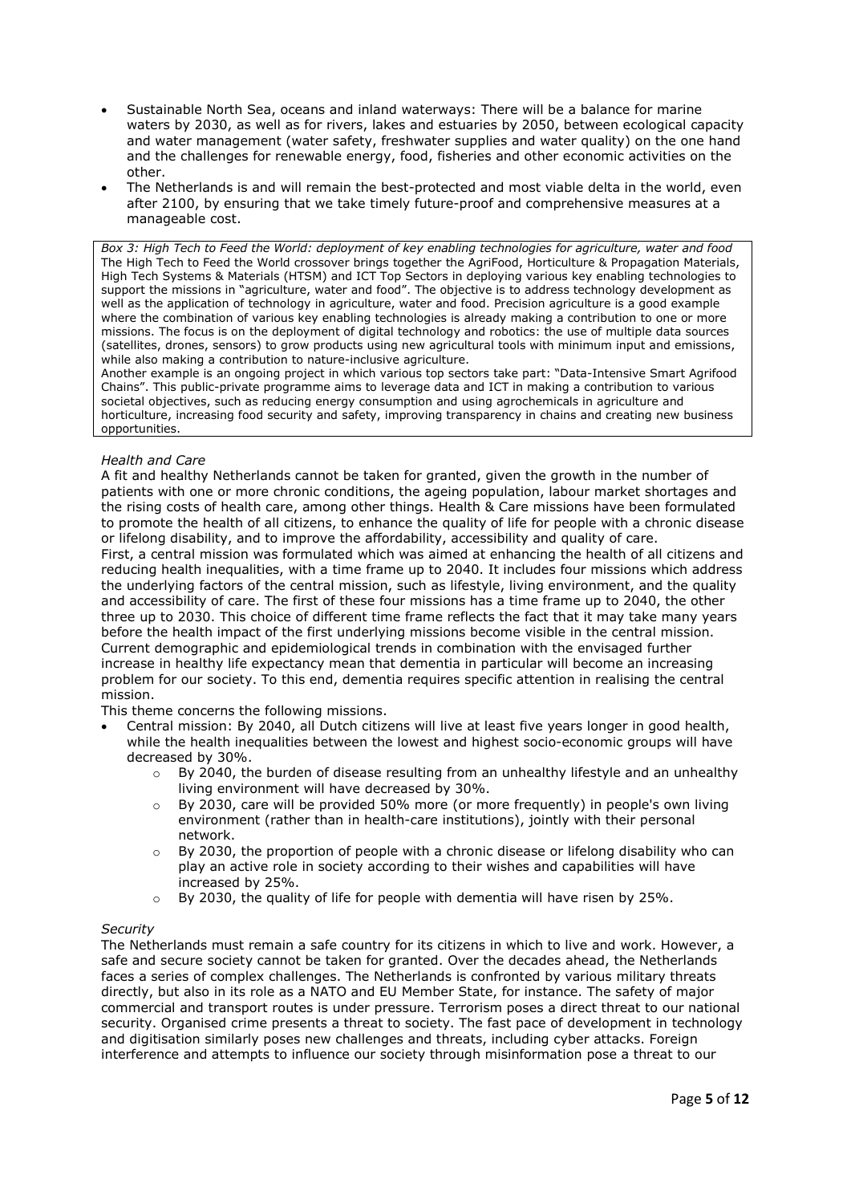- Sustainable North Sea, oceans and inland waterways: There will be a balance for marine waters by 2030, as well as for rivers, lakes and estuaries by 2050, between ecological capacity and water management (water safety, freshwater supplies and water quality) on the one hand and the challenges for renewable energy, food, fisheries and other economic activities on the other.
- The Netherlands is and will remain the best-protected and most viable delta in the world, even after 2100, by ensuring that we take timely future-proof and comprehensive measures at a manageable cost.

> *Box 3: High Tech to Feed the World: deployment of key enabling technologies for agriculture, water and food*
> The High Tech to Feed the World crossover brings together the AgriFood, Horticulture & Propagation Materials, High Tech Systems & Materials (HTSM) and ICT Top Sectors in deploying various key enabling technologies to support the missions in "agriculture, water and food". The objective is to address technology development as well as the application of technology in agriculture, water and food. Precision agriculture is a good example where the combination of various key enabling technologies is already making a contribution to one or more missions. The focus is on the deployment of digital technology and robotics: the use of multiple data sources (satellites, drones, sensors) to grow products using new agricultural tools with minimum input and emissions, while also making a contribution to nature-inclusive agriculture.
> Another example is an ongoing project in which various top sectors take part: "Data-Intensive Smart Agrifood Chains". This public-private programme aims to leverage data and ICT in making a contribution to various societal objectives, such as reducing energy consumption and using agrochemicals in agriculture and horticulture, increasing food security and safety, improving transparency in chains and creating new business opportunities.

*Health and Care*

A fit and healthy Netherlands cannot be taken for granted, given the growth in the number of patients with one or more chronic conditions, the ageing population, labour market shortages and the rising costs of health care, among other things. Health & Care missions have been formulated to promote the health of all citizens, to enhance the quality of life for people with a chronic disease or lifelong disability, and to improve the affordability, accessibility and quality of care.
First, a central mission was formulated which was aimed at enhancing the health of all citizens and reducing health inequalities, with a time frame up to 2040. It includes four missions which address the underlying factors of the central mission, such as lifestyle, living environment, and the quality and accessibility of care. The first of these four missions has a time frame up to 2040, the other three up to 2030. This choice of different time frame reflects the fact that it may take many years before the health impact of the first underlying missions become visible in the central mission. Current demographic and epidemiological trends in combination with the envisaged further increase in healthy life expectancy mean that dementia in particular will become an increasing problem for our society. To this end, dementia requires specific attention in realising the central mission.
This theme concerns the following missions.

- Central mission: By 2040, all Dutch citizens will live at least five years longer in good health, while the health inequalities between the lowest and highest socio-economic groups will have decreased by 30%.
  - By 2040, the burden of disease resulting from an unhealthy lifestyle and an unhealthy living environment will have decreased by 30%.
  - By 2030, care will be provided 50% more (or more frequently) in people's own living environment (rather than in health-care institutions), jointly with their personal network.
  - By 2030, the proportion of people with a chronic disease or lifelong disability who can play an active role in society according to their wishes and capabilities will have increased by 25%.
  - By 2030, the quality of life for people with dementia will have risen by 25%.

*Security*

The Netherlands must remain a safe country for its citizens in which to live and work. However, a safe and secure society cannot be taken for granted. Over the decades ahead, the Netherlands faces a series of complex challenges. The Netherlands is confronted by various military threats directly, but also in its role as a NATO and EU Member State, for instance. The safety of major commercial and transport routes is under pressure. Terrorism poses a direct threat to our national security. Organised crime presents a threat to society. The fast pace of development in technology and digitisation similarly poses new challenges and threats, including cyber attacks. Foreign interference and attempts to influence our society through misinformation pose a threat to our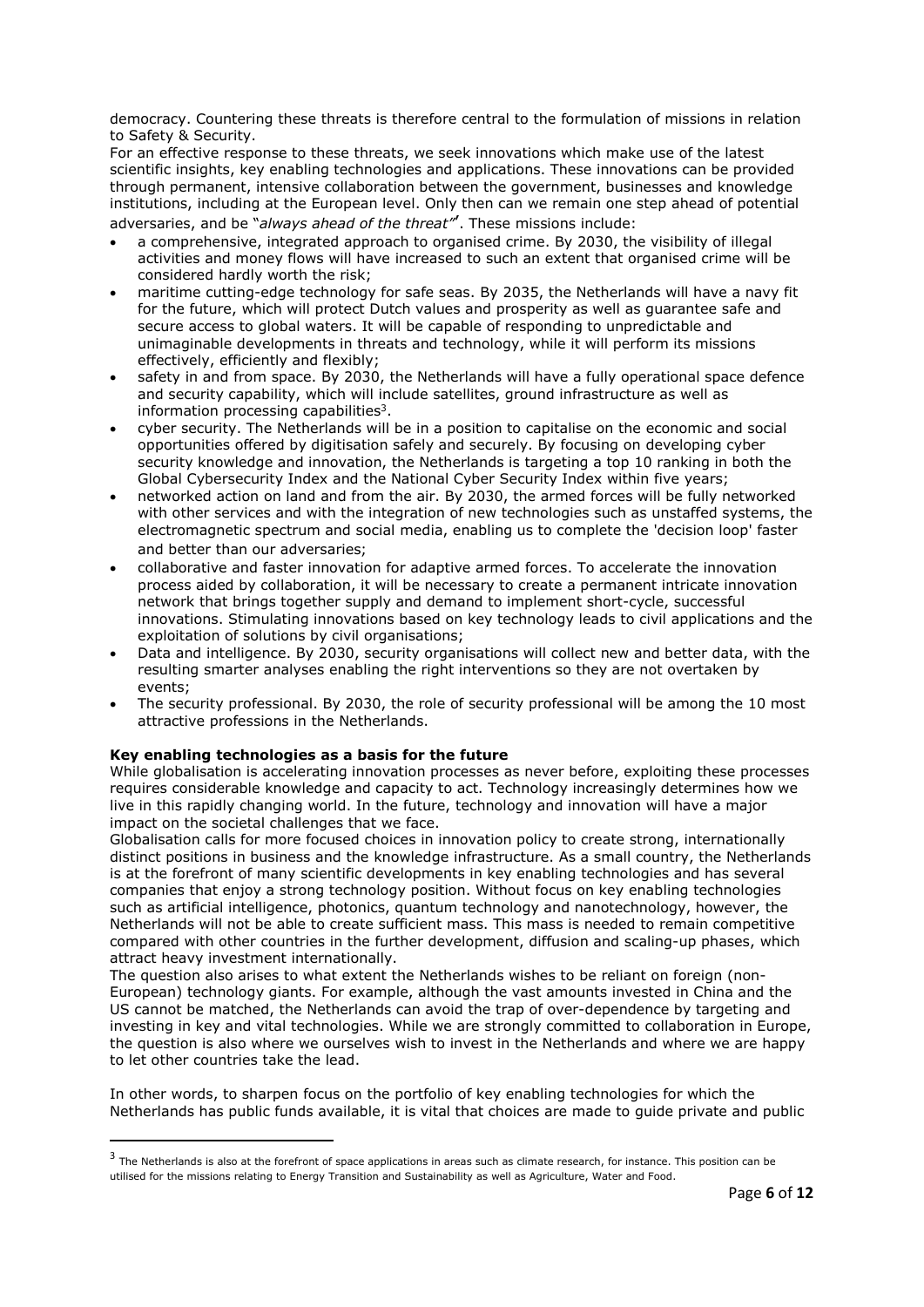democracy. Countering these threats is therefore central to the formulation of missions in relation to Safety & Security.

For an effective response to these threats, we seek innovations which make use of the latest scientific insights, key enabling technologies and applications. These innovations can be provided through permanent, intensive collaboration between the government, businesses and knowledge institutions, including at the European level. Only then can we remain one step ahead of potential adversaries, and be "*always ahead of the threat"*". These missions include:

- a comprehensive, integrated approach to organised crime. By 2030, the visibility of illegal activities and money flows will have increased to such an extent that organised crime will be considered hardly worth the risk;
- maritime cutting-edge technology for safe seas. By 2035, the Netherlands will have a navy fit for the future, which will protect Dutch values and prosperity as well as guarantee safe and secure access to global waters. It will be capable of responding to unpredictable and unimaginable developments in threats and technology, while it will perform its missions effectively, efficiently and flexibly;
- safety in and from space. By 2030, the Netherlands will have a fully operational space defence and security capability, which will include satellites, ground infrastructure as well as information processing capabilities[3].
- cyber security. The Netherlands will be in a position to capitalise on the economic and social opportunities offered by digitisation safely and securely. By focusing on developing cyber security knowledge and innovation, the Netherlands is targeting a top 10 ranking in both the Global Cybersecurity Index and the National Cyber Security Index within five years;
- networked action on land and from the air. By 2030, the armed forces will be fully networked with other services and with the integration of new technologies such as unstaffed systems, the electromagnetic spectrum and social media, enabling us to complete the 'decision loop' faster and better than our adversaries;
- collaborative and faster innovation for adaptive armed forces. To accelerate the innovation process aided by collaboration, it will be necessary to create a permanent intricate innovation network that brings together supply and demand to implement short-cycle, successful innovations. Stimulating innovations based on key technology leads to civil applications and the exploitation of solutions by civil organisations;
- Data and intelligence. By 2030, security organisations will collect new and better data, with the resulting smarter analyses enabling the right interventions so they are not overtaken by events;
- The security professional. By 2030, the role of security professional will be among the 10 most attractive professions in the Netherlands.

**Key enabling technologies as a basis for the future**

While globalisation is accelerating innovation processes as never before, exploiting these processes requires considerable knowledge and capacity to act. Technology increasingly determines how we live in this rapidly changing world. In the future, technology and innovation will have a major impact on the societal challenges that we face.

Globalisation calls for more focused choices in innovation policy to create strong, internationally distinct positions in business and the knowledge infrastructure. As a small country, the Netherlands is at the forefront of many scientific developments in key enabling technologies and has several companies that enjoy a strong technology position. Without focus on key enabling technologies such as artificial intelligence, photonics, quantum technology and nanotechnology, however, the Netherlands will not be able to create sufficient mass. This mass is needed to remain competitive compared with other countries in the further development, diffusion and scaling-up phases, which attract heavy investment internationally.

The question also arises to what extent the Netherlands wishes to be reliant on foreign (non-European) technology giants. For example, although the vast amounts invested in China and the US cannot be matched, the Netherlands can avoid the trap of over-dependence by targeting and investing in key and vital technologies. While we are strongly committed to collaboration in Europe, the question is also where we ourselves wish to invest in the Netherlands and where we are happy to let other countries take the lead.

In other words, to sharpen focus on the portfolio of key enabling technologies for which the Netherlands has public funds available, it is vital that choices are made to guide private and public

[3] The Netherlands is also at the forefront of space applications in areas such as climate research, for instance. This position can be utilised for the missions relating to Energy Transition and Sustainability as well as Agriculture, Water and Food.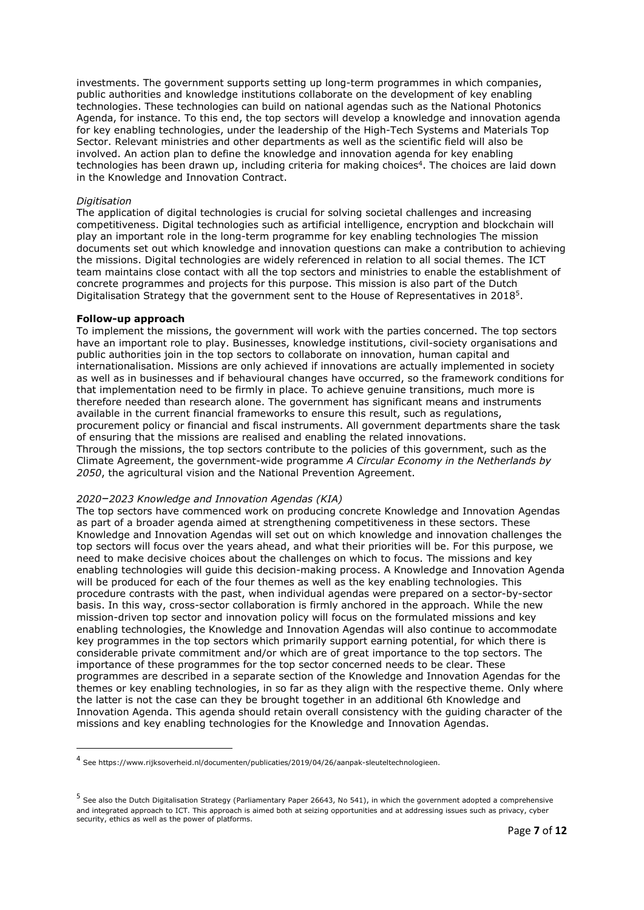investments. The government supports setting up long-term programmes in which companies, public authorities and knowledge institutions collaborate on the development of key enabling technologies. These technologies can build on national agendas such as the National Photonics Agenda, for instance. To this end, the top sectors will develop a knowledge and innovation agenda for key enabling technologies, under the leadership of the High-Tech Systems and Materials Top Sector. Relevant ministries and other departments as well as the scientific field will also be involved. An action plan to define the knowledge and innovation agenda for key enabling technologies has been drawn up, including criteria for making choices[4]. The choices are laid down in the Knowledge and Innovation Contract.

*Digitisation*

The application of digital technologies is crucial for solving societal challenges and increasing competitiveness. Digital technologies such as artificial intelligence, encryption and blockchain will play an important role in the long-term programme for key enabling technologies The mission documents set out which knowledge and innovation questions can make a contribution to achieving the missions. Digital technologies are widely referenced in relation to all social themes. The ICT team maintains close contact with all the top sectors and ministries to enable the establishment of concrete programmes and projects for this purpose. This mission is also part of the Dutch Digitalisation Strategy that the government sent to the House of Representatives in 2018[5].

**Follow-up approach**

To implement the missions, the government will work with the parties concerned. The top sectors have an important role to play. Businesses, knowledge institutions, civil-society organisations and public authorities join in the top sectors to collaborate on innovation, human capital and internationalisation. Missions are only achieved if innovations are actually implemented in society as well as in businesses and if behavioural changes have occurred, so the framework conditions for that implementation need to be firmly in place. To achieve genuine transitions, much more is therefore needed than research alone. The government has significant means and instruments available in the current financial frameworks to ensure this result, such as regulations, procurement policy or financial and fiscal instruments. All government departments share the task of ensuring that the missions are realised and enabling the related innovations.
Through the missions, the top sectors contribute to the policies of this government, such as the Climate Agreement, the government-wide programme *A Circular Economy in the Netherlands by 2050*, the agricultural vision and the National Prevention Agreement.

*2020–2023 Knowledge and Innovation Agendas (KIA)*

The top sectors have commenced work on producing concrete Knowledge and Innovation Agendas as part of a broader agenda aimed at strengthening competitiveness in these sectors. These Knowledge and Innovation Agendas will set out on which knowledge and innovation challenges the top sectors will focus over the years ahead, and what their priorities will be. For this purpose, we need to make decisive choices about the challenges on which to focus. The missions and key enabling technologies will guide this decision-making process. A Knowledge and Innovation Agenda will be produced for each of the four themes as well as the key enabling technologies. This procedure contrasts with the past, when individual agendas were prepared on a sector-by-sector basis. In this way, cross-sector collaboration is firmly anchored in the approach. While the new mission-driven top sector and innovation policy will focus on the formulated missions and key enabling technologies, the Knowledge and Innovation Agendas will also continue to accommodate key programmes in the top sectors which primarily support earning potential, for which there is considerable private commitment and/or which are of great importance to the top sectors. The importance of these programmes for the top sector concerned needs to be clear. These programmes are described in a separate section of the Knowledge and Innovation Agendas for the themes or key enabling technologies, in so far as they align with the respective theme. Only where the latter is not the case can they be brought together in an additional 6th Knowledge and Innovation Agenda. This agenda should retain overall consistency with the guiding character of the missions and key enabling technologies for the Knowledge and Innovation Agendas.

---

[4] See https://www.rijksoverheid.nl/documenten/publicaties/2019/04/26/aanpak-sleuteltechnologieen.

[5] See also the Dutch Digitalisation Strategy (Parliamentary Paper 26643, No 541), in which the government adopted a comprehensive and integrated approach to ICT. This approach is aimed both at seizing opportunities and at addressing issues such as privacy, cyber security, ethics as well as the power of platforms.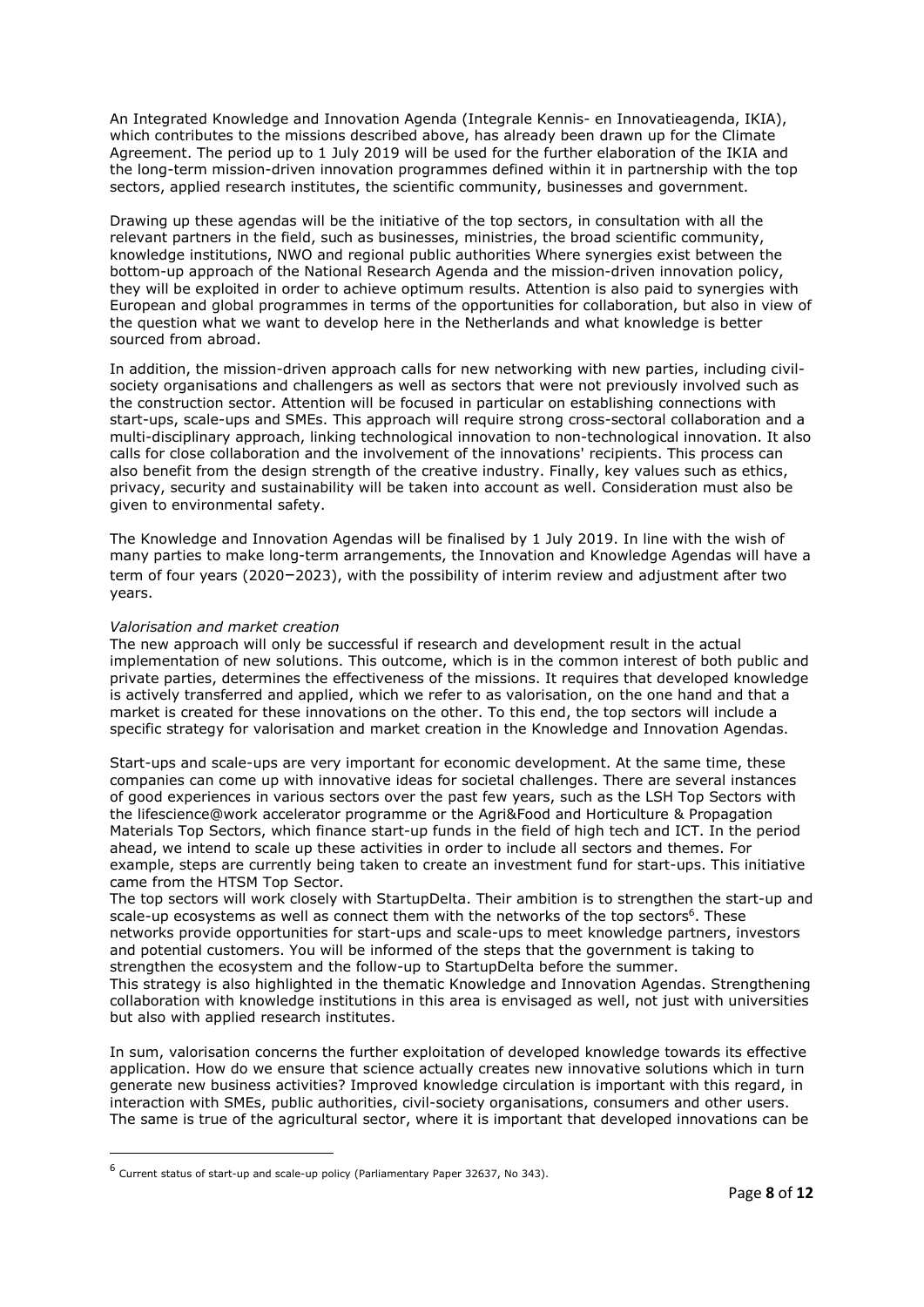An Integrated Knowledge and Innovation Agenda (Integrale Kennis- en Innovatieagenda, IKIA), which contributes to the missions described above, has already been drawn up for the Climate Agreement. The period up to 1 July 2019 will be used for the further elaboration of the IKIA and the long-term mission-driven innovation programmes defined within it in partnership with the top sectors, applied research institutes, the scientific community, businesses and government.

Drawing up these agendas will be the initiative of the top sectors, in consultation with all the relevant partners in the field, such as businesses, ministries, the broad scientific community, knowledge institutions, NWO and regional public authorities Where synergies exist between the bottom-up approach of the National Research Agenda and the mission-driven innovation policy, they will be exploited in order to achieve optimum results. Attention is also paid to synergies with European and global programmes in terms of the opportunities for collaboration, but also in view of the question what we want to develop here in the Netherlands and what knowledge is better sourced from abroad.

In addition, the mission-driven approach calls for new networking with new parties, including civil-society organisations and challengers as well as sectors that were not previously involved such as the construction sector. Attention will be focused in particular on establishing connections with start-ups, scale-ups and SMEs. This approach will require strong cross-sectoral collaboration and a multi-disciplinary approach, linking technological innovation to non-technological innovation. It also calls for close collaboration and the involvement of the innovations' recipients. This process can also benefit from the design strength of the creative industry. Finally, key values such as ethics, privacy, security and sustainability will be taken into account as well. Consideration must also be given to environmental safety.

The Knowledge and Innovation Agendas will be finalised by 1 July 2019. In line with the wish of many parties to make long-term arrangements, the Innovation and Knowledge Agendas will have a term of four years (2020–2023), with the possibility of interim review and adjustment after two years.

*Valorisation and market creation*

The new approach will only be successful if research and development result in the actual implementation of new solutions. This outcome, which is in the common interest of both public and private parties, determines the effectiveness of the missions. It requires that developed knowledge is actively transferred and applied, which we refer to as valorisation, on the one hand and that a market is created for these innovations on the other. To this end, the top sectors will include a specific strategy for valorisation and market creation in the Knowledge and Innovation Agendas.

Start-ups and scale-ups are very important for economic development. At the same time, these companies can come up with innovative ideas for societal challenges. There are several instances of good experiences in various sectors over the past few years, such as the LSH Top Sectors with the lifescience@work accelerator programme or the Agri&Food and Horticulture & Propagation Materials Top Sectors, which finance start-up funds in the field of high tech and ICT. In the period ahead, we intend to scale up these activities in order to include all sectors and themes. For example, steps are currently being taken to create an investment fund for start-ups. This initiative came from the HTSM Top Sector.

The top sectors will work closely with StartupDelta. Their ambition is to strengthen the start-up and scale-up ecosystems as well as connect them with the networks of the top sectors[6]. These networks provide opportunities for start-ups and scale-ups to meet knowledge partners, investors and potential customers. You will be informed of the steps that the government is taking to strengthen the ecosystem and the follow-up to StartupDelta before the summer.

This strategy is also highlighted in the thematic Knowledge and Innovation Agendas. Strengthening collaboration with knowledge institutions in this area is envisaged as well, not just with universities but also with applied research institutes.

In sum, valorisation concerns the further exploitation of developed knowledge towards its effective application. How do we ensure that science actually creates new innovative solutions which in turn generate new business activities? Improved knowledge circulation is important with this regard, in interaction with SMEs, public authorities, civil-society organisations, consumers and other users. The same is true of the agricultural sector, where it is important that developed innovations can be

[6] Current status of start-up and scale-up policy (Parliamentary Paper 32637, No 343).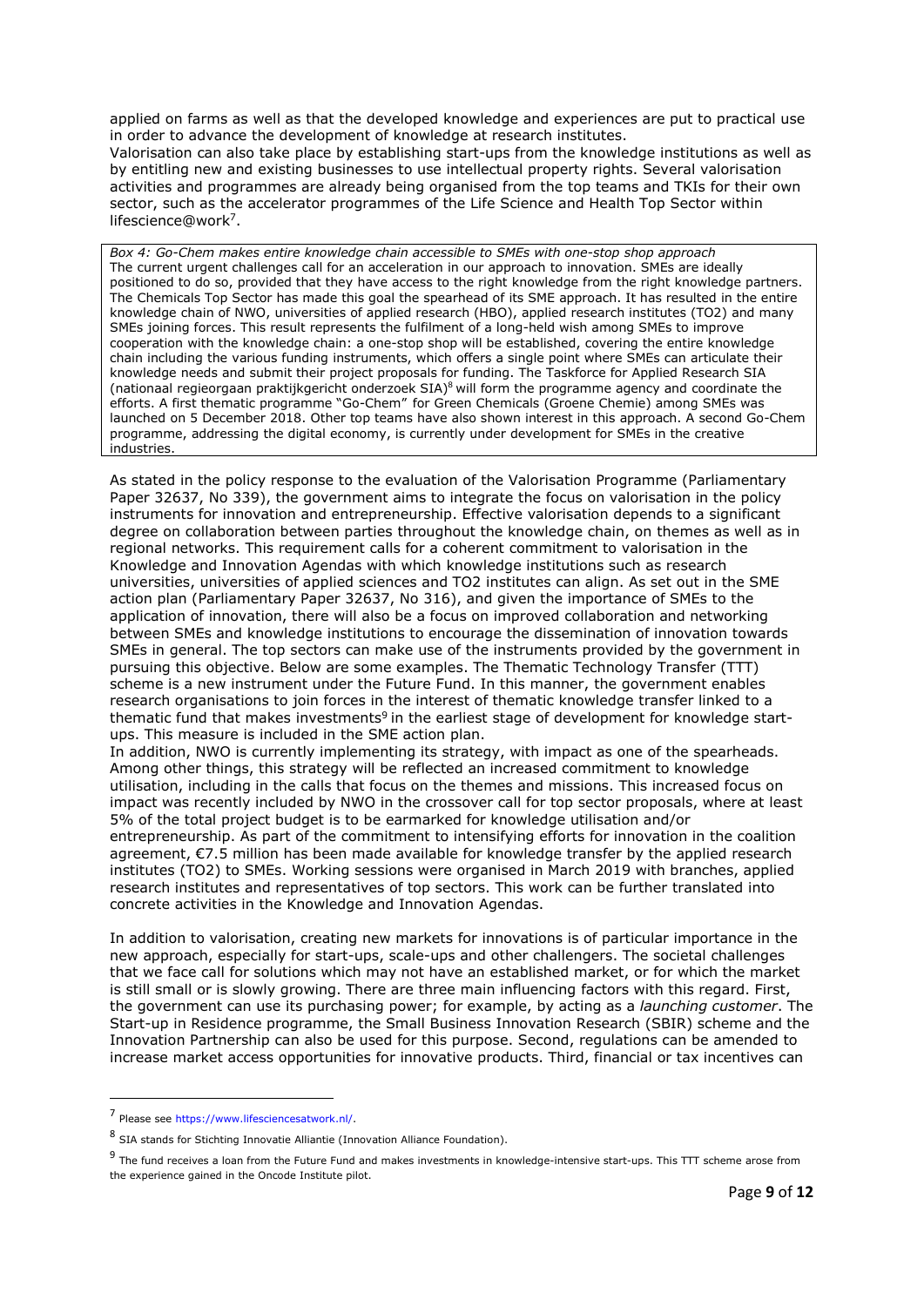applied on farms as well as that the developed knowledge and experiences are put to practical use in order to advance the development of knowledge at research institutes.
Valorisation can also take place by establishing start-ups from the knowledge institutions as well as by entitling new and existing businesses to use intellectual property rights. Several valorisation activities and programmes are already being organised from the top teams and TKIs for their own sector, such as the accelerator programmes of the Life Science and Health Top Sector within lifescience@work[7].

> *Box 4: Go-Chem makes entire knowledge chain accessible to SMEs with one-stop shop approach*
> The current urgent challenges call for an acceleration in our approach to innovation. SMEs are ideally positioned to do so, provided that they have access to the right knowledge from the right knowledge partners. The Chemicals Top Sector has made this goal the spearhead of its SME approach. It has resulted in the entire knowledge chain of NWO, universities of applied research (HBO), applied research institutes (TO2) and many SMEs joining forces. This result represents the fulfilment of a long-held wish among SMEs to improve cooperation with the knowledge chain: a one-stop shop will be established, covering the entire knowledge chain including the various funding instruments, which offers a single point where SMEs can articulate their knowledge needs and submit their project proposals for funding. The Taskforce for Applied Research SIA (nationaal regieorgaan praktijkgericht onderzoek SIA)[8] will form the programme agency and coordinate the efforts. A first thematic programme "Go-Chem" for Green Chemicals (Groene Chemie) among SMEs was launched on 5 December 2018. Other top teams have also shown interest in this approach. A second Go-Chem programme, addressing the digital economy, is currently under development for SMEs in the creative industries.

As stated in the policy response to the evaluation of the Valorisation Programme (Parliamentary Paper 32637, No 339), the government aims to integrate the focus on valorisation in the policy instruments for innovation and entrepreneurship. Effective valorisation depends to a significant degree on collaboration between parties throughout the knowledge chain, on themes as well as in regional networks. This requirement calls for a coherent commitment to valorisation in the Knowledge and Innovation Agendas with which knowledge institutions such as research universities, universities of applied sciences and TO2 institutes can align. As set out in the SME action plan (Parliamentary Paper 32637, No 316), and given the importance of SMEs to the application of innovation, there will also be a focus on improved collaboration and networking between SMEs and knowledge institutions to encourage the dissemination of innovation towards SMEs in general. The top sectors can make use of the instruments provided by the government in pursuing this objective. Below are some examples. The Thematic Technology Transfer (TTT) scheme is a new instrument under the Future Fund. In this manner, the government enables research organisations to join forces in the interest of thematic knowledge transfer linked to a thematic fund that makes investments[9] in the earliest stage of development for knowledge start-ups. This measure is included in the SME action plan.
In addition, NWO is currently implementing its strategy, with impact as one of the spearheads. Among other things, this strategy will be reflected an increased commitment to knowledge utilisation, including in the calls that focus on the themes and missions. This increased focus on impact was recently included by NWO in the crossover call for top sector proposals, where at least 5% of the total project budget is to be earmarked for knowledge utilisation and/or entrepreneurship. As part of the commitment to intensifying efforts for innovation in the coalition agreement, €7.5 million has been made available for knowledge transfer by the applied research institutes (TO2) to SMEs. Working sessions were organised in March 2019 with branches, applied research institutes and representatives of top sectors. This work can be further translated into concrete activities in the Knowledge and Innovation Agendas.

In addition to valorisation, creating new markets for innovations is of particular importance in the new approach, especially for start-ups, scale-ups and other challengers. The societal challenges that we face call for solutions which may not have an established market, or for which the market is still small or is slowly growing. There are three main influencing factors with this regard. First, the government can use its purchasing power; for example, by acting as a *launching customer*. The Start-up in Residence programme, the Small Business Innovation Research (SBIR) scheme and the Innovation Partnership can also be used for this purpose. Second, regulations can be amended to increase market access opportunities for innovative products. Third, financial or tax incentives can

---

[7] Please see https://www.lifesciencesatwork.nl/.

[8] SIA stands for Stichting Innovatie Alliantie (Innovation Alliance Foundation).

[9] The fund receives a loan from the Future Fund and makes investments in knowledge-intensive start-ups. This TTT scheme arose from the experience gained in the Oncode Institute pilot.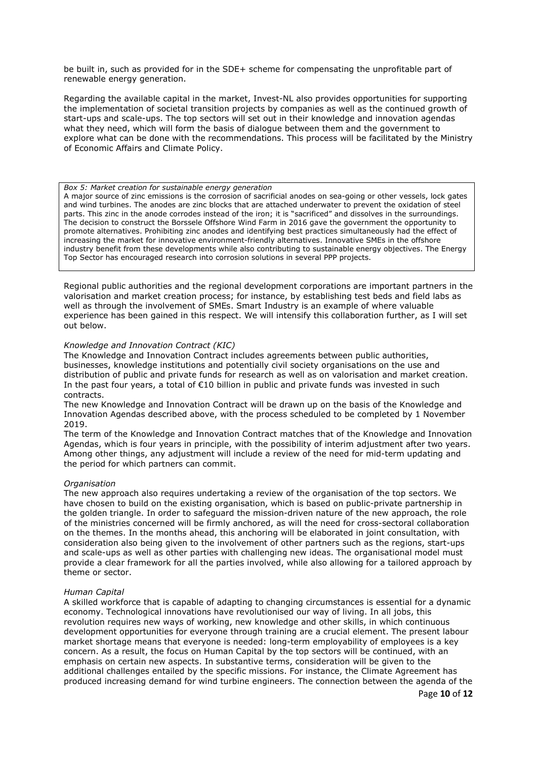be built in, such as provided for in the SDE+ scheme for compensating the unprofitable part of renewable energy generation.

Regarding the available capital in the market, Invest-NL also provides opportunities for supporting the implementation of societal transition projects by companies as well as the continued growth of start-ups and scale-ups. The top sectors will set out in their knowledge and innovation agendas what they need, which will form the basis of dialogue between them and the government to explore what can be done with the recommendations. This process will be facilitated by the Ministry of Economic Affairs and Climate Policy.

> *Box 5: Market creation for sustainable energy generation*
>
> A major source of zinc emissions is the corrosion of sacrificial anodes on sea-going or other vessels, lock gates and wind turbines. The anodes are zinc blocks that are attached underwater to prevent the oxidation of steel parts. This zinc in the anode corrodes instead of the iron; it is "sacrificed" and dissolves in the surroundings. The decision to construct the Borssele Offshore Wind Farm in 2016 gave the government the opportunity to promote alternatives. Prohibiting zinc anodes and identifying best practices simultaneously had the effect of increasing the market for innovative environment-friendly alternatives. Innovative SMEs in the offshore industry benefit from these developments while also contributing to sustainable energy objectives. The Energy Top Sector has encouraged research into corrosion solutions in several PPP projects.

Regional public authorities and the regional development corporations are important partners in the valorisation and market creation process; for instance, by establishing test beds and field labs as well as through the involvement of SMEs. Smart Industry is an example of where valuable experience has been gained in this respect. We will intensify this collaboration further, as I will set out below.

*Knowledge and Innovation Contract (KIC)*

The Knowledge and Innovation Contract includes agreements between public authorities, businesses, knowledge institutions and potentially civil society organisations on the use and distribution of public and private funds for research as well as on valorisation and market creation. In the past four years, a total of €10 billion in public and private funds was invested in such contracts.

The new Knowledge and Innovation Contract will be drawn up on the basis of the Knowledge and Innovation Agendas described above, with the process scheduled to be completed by 1 November 2019.

The term of the Knowledge and Innovation Contract matches that of the Knowledge and Innovation Agendas, which is four years in principle, with the possibility of interim adjustment after two years. Among other things, any adjustment will include a review of the need for mid-term updating and the period for which partners can commit.

*Organisation*

The new approach also requires undertaking a review of the organisation of the top sectors. We have chosen to build on the existing organisation, which is based on public-private partnership in the golden triangle. In order to safeguard the mission-driven nature of the new approach, the role of the ministries concerned will be firmly anchored, as will the need for cross-sectoral collaboration on the themes. In the months ahead, this anchoring will be elaborated in joint consultation, with consideration also being given to the involvement of other partners such as the regions, start-ups and scale-ups as well as other parties with challenging new ideas. The organisational model must provide a clear framework for all the parties involved, while also allowing for a tailored approach by theme or sector.

*Human Capital*

A skilled workforce that is capable of adapting to changing circumstances is essential for a dynamic economy. Technological innovations have revolutionised our way of living. In all jobs, this revolution requires new ways of working, new knowledge and other skills, in which continuous development opportunities for everyone through training are a crucial element. The present labour market shortage means that everyone is needed: long-term employability of employees is a key concern. As a result, the focus on Human Capital by the top sectors will be continued, with an emphasis on certain new aspects. In substantive terms, consideration will be given to the additional challenges entailed by the specific missions. For instance, the Climate Agreement has produced increasing demand for wind turbine engineers. The connection between the agenda of the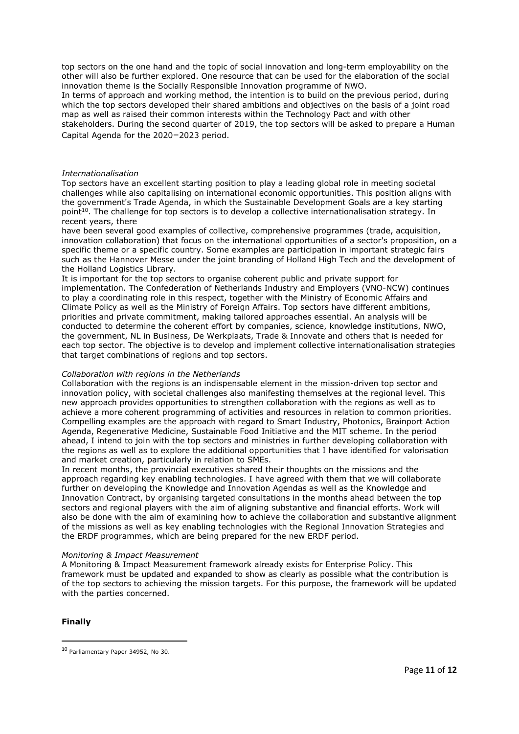top sectors on the one hand and the topic of social innovation and long-term employability on the other will also be further explored. One resource that can be used for the elaboration of the social innovation theme is the Socially Responsible Innovation programme of NWO.
In terms of approach and working method, the intention is to build on the previous period, during which the top sectors developed their shared ambitions and objectives on the basis of a joint road map as well as raised their common interests within the Technology Pact and with other stakeholders. During the second quarter of 2019, the top sectors will be asked to prepare a Human Capital Agenda for the 2020–2023 period.

*Internationalisation*
Top sectors have an excellent starting position to play a leading global role in meeting societal challenges while also capitalising on international economic opportunities. This position aligns with the government's Trade Agenda, in which the Sustainable Development Goals are a key starting point[10]. The challenge for top sectors is to develop a collective internationalisation strategy. In recent years, there
have been several good examples of collective, comprehensive programmes (trade, acquisition, innovation collaboration) that focus on the international opportunities of a sector's proposition, on a specific theme or a specific country. Some examples are participation in important strategic fairs such as the Hannover Messe under the joint branding of Holland High Tech and the development of the Holland Logistics Library.
It is important for the top sectors to organise coherent public and private support for implementation. The Confederation of Netherlands Industry and Employers (VNO-NCW) continues to play a coordinating role in this respect, together with the Ministry of Economic Affairs and Climate Policy as well as the Ministry of Foreign Affairs. Top sectors have different ambitions, priorities and private commitment, making tailored approaches essential. An analysis will be conducted to determine the coherent effort by companies, science, knowledge institutions, NWO, the government, NL in Business, De Werkplaats, Trade & Innovate and others that is needed for each top sector. The objective is to develop and implement collective internationalisation strategies that target combinations of regions and top sectors.

*Collaboration with regions in the Netherlands*
Collaboration with the regions is an indispensable element in the mission-driven top sector and innovation policy, with societal challenges also manifesting themselves at the regional level. This new approach provides opportunities to strengthen collaboration with the regions as well as to achieve a more coherent programming of activities and resources in relation to common priorities. Compelling examples are the approach with regard to Smart Industry, Photonics, Brainport Action Agenda, Regenerative Medicine, Sustainable Food Initiative and the MIT scheme. In the period ahead, I intend to join with the top sectors and ministries in further developing collaboration with the regions as well as to explore the additional opportunities that I have identified for valorisation and market creation, particularly in relation to SMEs.
In recent months, the provincial executives shared their thoughts on the missions and the approach regarding key enabling technologies. I have agreed with them that we will collaborate further on developing the Knowledge and Innovation Agendas as well as the Knowledge and Innovation Contract, by organising targeted consultations in the months ahead between the top sectors and regional players with the aim of aligning substantive and financial efforts. Work will also be done with the aim of examining how to achieve the collaboration and substantive alignment of the missions as well as key enabling technologies with the Regional Innovation Strategies and the ERDF programmes, which are being prepared for the new ERDF period.

*Monitoring & Impact Measurement*
A Monitoring & Impact Measurement framework already exists for Enterprise Policy. This framework must be updated and expanded to show as clearly as possible what the contribution is of the top sectors to achieving the mission targets. For this purpose, the framework will be updated with the parties concerned.

**Finally**

[10] Parliamentary Paper 34952, No 30.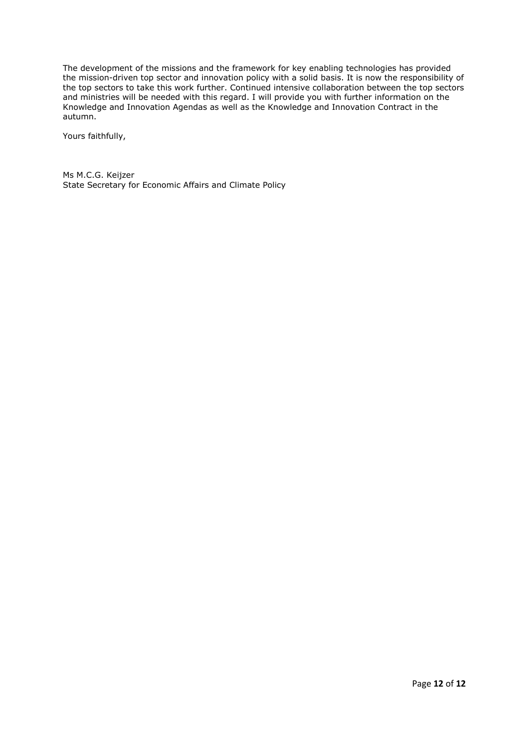The development of the missions and the framework for key enabling technologies has provided the mission-driven top sector and innovation policy with a solid basis. It is now the responsibility of the top sectors to take this work further. Continued intensive collaboration between the top sectors and ministries will be needed with this regard. I will provide you with further information on the Knowledge and Innovation Agendas as well as the Knowledge and Innovation Contract in the autumn.

Yours faithfully,

Ms M.C.G. Keijzer
State Secretary for Economic Affairs and Climate Policy